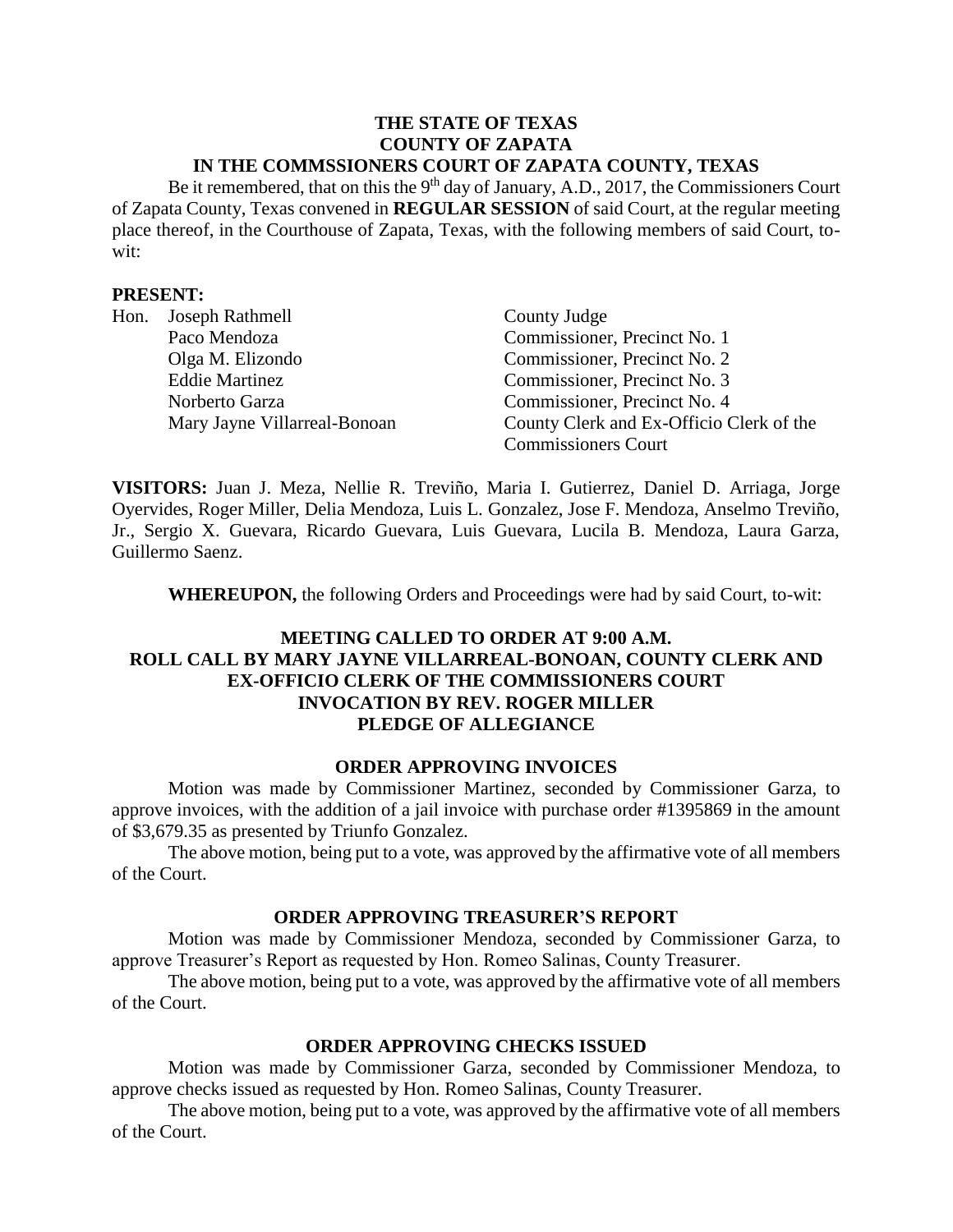**THE STATE OF TEXAS**
**COUNTY OF ZAPATA**
**IN THE COMMSSIONERS COURT OF ZAPATA COUNTY, TEXAS**

Be it remembered, that on this the 9th day of January, A.D., 2017, the Commissioners Court of Zapata County, Texas convened in **REGULAR SESSION** of said Court, at the regular meeting place thereof, in the Courthouse of Zapata, Texas, with the following members of said Court, to-wit:

**PRESENT:**

| | | |
|---|---|---|
| Hon. | Joseph Rathmell | County Judge |
| | Paco Mendoza | Commissioner, Precinct No. 1 |
| | Olga M. Elizondo | Commissioner, Precinct No. 2 |
| | Eddie Martinez | Commissioner, Precinct No. 3 |
| | Norberto Garza | Commissioner, Precinct No. 4 |
| | Mary Jayne Villarreal-Bonoan | County Clerk and Ex-Officio Clerk of the Commissioners Court |

**VISITORS:** Juan J. Meza, Nellie R. Treviño, Maria I. Gutierrez, Daniel D. Arriaga, Jorge Oyervides, Roger Miller, Delia Mendoza, Luis L. Gonzalez, Jose F. Mendoza, Anselmo Treviño, Jr., Sergio X. Guevara, Ricardo Guevara, Luis Guevara, Lucila B. Mendoza, Laura Garza, Guillermo Saenz.

**WHEREUPON,** the following Orders and Proceedings were had by said Court, to-wit:

**MEETING CALLED TO ORDER AT 9:00 A.M.**
**ROLL CALL BY MARY JAYNE VILLARREAL-BONOAN, COUNTY CLERK AND EX-OFFICIO CLERK OF THE COMMISSIONERS COURT**
**INVOCATION BY REV. ROGER MILLER**
**PLEDGE OF ALLEGIANCE**

**ORDER APPROVING INVOICES**

Motion was made by Commissioner Martinez, seconded by Commissioner Garza, to approve invoices, with the addition of a jail invoice with purchase order #1395869 in the amount of $3,679.35 as presented by Triunfo Gonzalez.

The above motion, being put to a vote, was approved by the affirmative vote of all members of the Court.

**ORDER APPROVING TREASURER'S REPORT**

Motion was made by Commissioner Mendoza, seconded by Commissioner Garza, to approve Treasurer's Report as requested by Hon. Romeo Salinas, County Treasurer.

The above motion, being put to a vote, was approved by the affirmative vote of all members of the Court.

**ORDER APPROVING CHECKS ISSUED**

Motion was made by Commissioner Garza, seconded by Commissioner Mendoza, to approve checks issued as requested by Hon. Romeo Salinas, County Treasurer.

The above motion, being put to a vote, was approved by the affirmative vote of all members of the Court.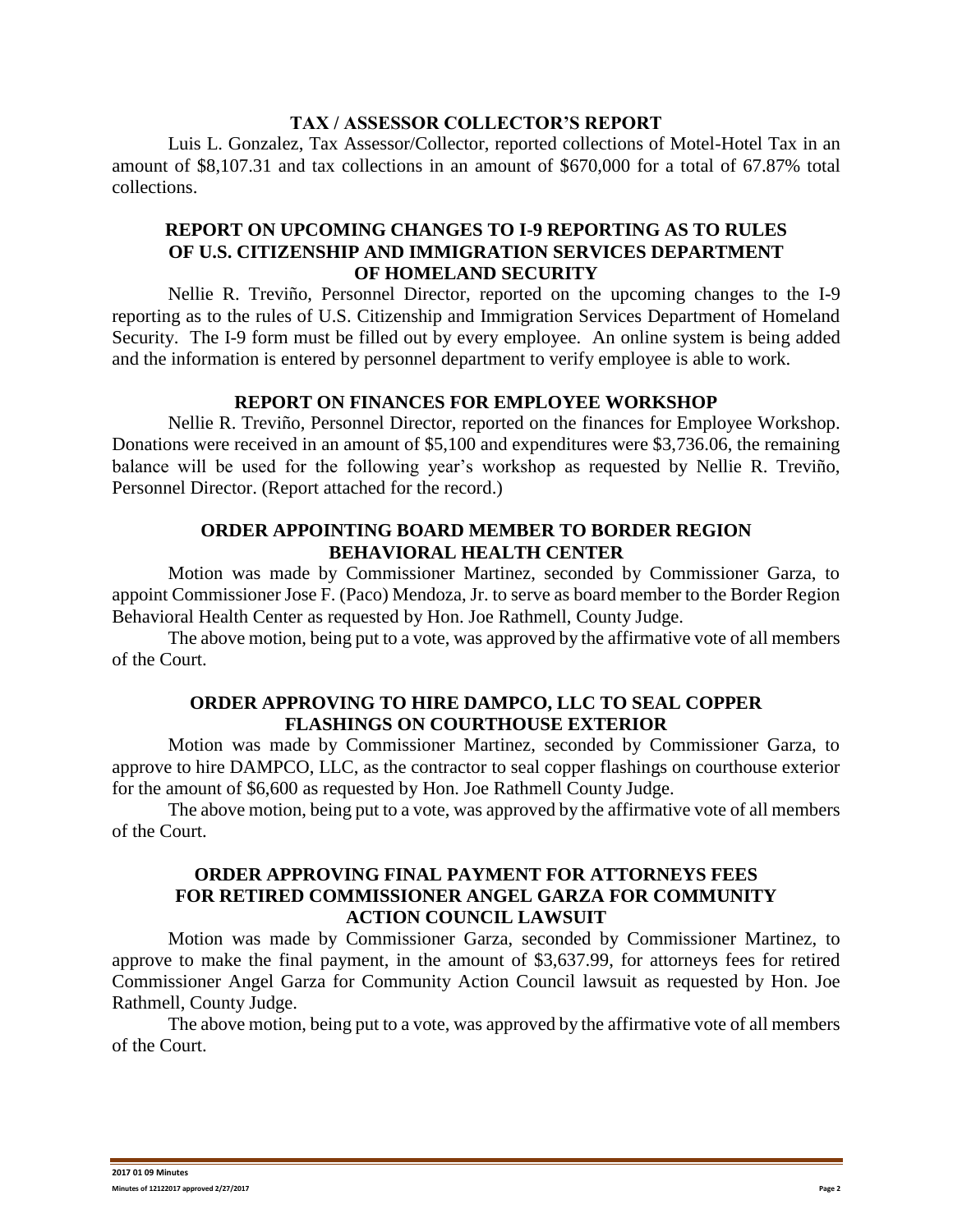## TAX / ASSESSOR COLLECTOR'S REPORT

Luis L. Gonzalez, Tax Assessor/Collector, reported collections of Motel-Hotel Tax in an amount of $8,107.31 and tax collections in an amount of $670,000 for a total of 67.87% total collections.

## REPORT ON UPCOMING CHANGES TO I-9 REPORTING AS TO RULES OF U.S. CITIZENSHIP AND IMMIGRATION SERVICES DEPARTMENT OF HOMELAND SECURITY

Nellie R. Treviño, Personnel Director, reported on the upcoming changes to the I-9 reporting as to the rules of U.S. Citizenship and Immigration Services Department of Homeland Security. The I-9 form must be filled out by every employee. An online system is being added and the information is entered by personnel department to verify employee is able to work.

## REPORT ON FINANCES FOR EMPLOYEE WORKSHOP

Nellie R. Treviño, Personnel Director, reported on the finances for Employee Workshop. Donations were received in an amount of $5,100 and expenditures were $3,736.06, the remaining balance will be used for the following year's workshop as requested by Nellie R. Treviño, Personnel Director. (Report attached for the record.)

## ORDER APPOINTING BOARD MEMBER TO BORDER REGION BEHAVIORAL HEALTH CENTER

Motion was made by Commissioner Martinez, seconded by Commissioner Garza, to appoint Commissioner Jose F. (Paco) Mendoza, Jr. to serve as board member to the Border Region Behavioral Health Center as requested by Hon. Joe Rathmell, County Judge.

The above motion, being put to a vote, was approved by the affirmative vote of all members of the Court.

## ORDER APPROVING TO HIRE DAMPCO, LLC TO SEAL COPPER FLASHINGS ON COURTHOUSE EXTERIOR

Motion was made by Commissioner Martinez, seconded by Commissioner Garza, to approve to hire DAMPCO, LLC, as the contractor to seal copper flashings on courthouse exterior for the amount of $6,600 as requested by Hon. Joe Rathmell County Judge.

The above motion, being put to a vote, was approved by the affirmative vote of all members of the Court.

## ORDER APPROVING FINAL PAYMENT FOR ATTORNEYS FEES FOR RETIRED COMMISSIONER ANGEL GARZA FOR COMMUNITY ACTION COUNCIL LAWSUIT

Motion was made by Commissioner Garza, seconded by Commissioner Martinez, to approve to make the final payment, in the amount of $3,637.99, for attorneys fees for retired Commissioner Angel Garza for Community Action Council lawsuit as requested by Hon. Joe Rathmell, County Judge.

The above motion, being put to a vote, was approved by the affirmative vote of all members of the Court.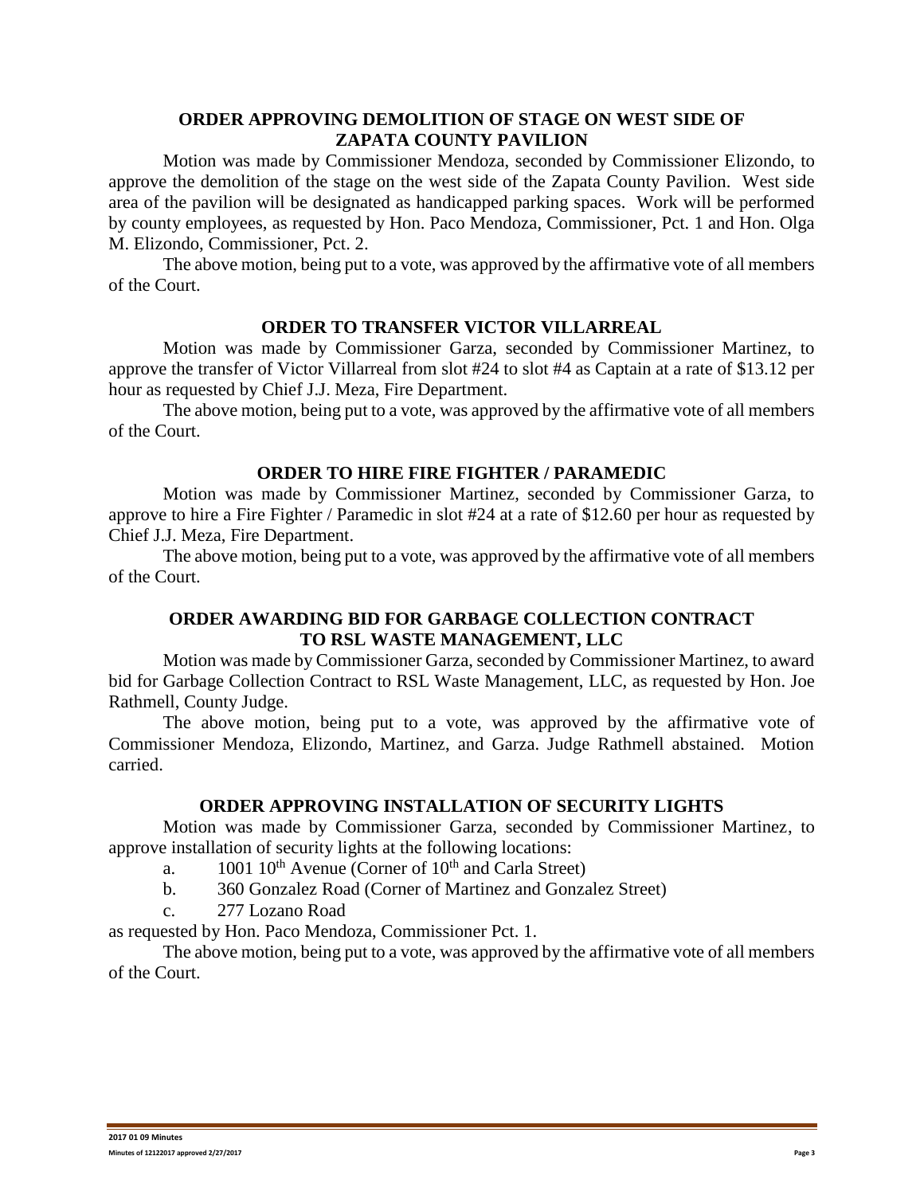## ORDER APPROVING DEMOLITION OF STAGE ON WEST SIDE OF ZAPATA COUNTY PAVILION

Motion was made by Commissioner Mendoza, seconded by Commissioner Elizondo, to approve the demolition of the stage on the west side of the Zapata County Pavilion. West side area of the pavilion will be designated as handicapped parking spaces. Work will be performed by county employees, as requested by Hon. Paco Mendoza, Commissioner, Pct. 1 and Hon. Olga M. Elizondo, Commissioner, Pct. 2.

The above motion, being put to a vote, was approved by the affirmative vote of all members of the Court.

## ORDER TO TRANSFER VICTOR VILLARREAL

Motion was made by Commissioner Garza, seconded by Commissioner Martinez, to approve the transfer of Victor Villarreal from slot #24 to slot #4 as Captain at a rate of $13.12 per hour as requested by Chief J.J. Meza, Fire Department.

The above motion, being put to a vote, was approved by the affirmative vote of all members of the Court.

## ORDER TO HIRE FIRE FIGHTER / PARAMEDIC

Motion was made by Commissioner Martinez, seconded by Commissioner Garza, to approve to hire a Fire Fighter / Paramedic in slot #24 at a rate of $12.60 per hour as requested by Chief J.J. Meza, Fire Department.

The above motion, being put to a vote, was approved by the affirmative vote of all members of the Court.

## ORDER AWARDING BID FOR GARBAGE COLLECTION CONTRACT TO RSL WASTE MANAGEMENT, LLC

Motion was made by Commissioner Garza, seconded by Commissioner Martinez, to award bid for Garbage Collection Contract to RSL Waste Management, LLC, as requested by Hon. Joe Rathmell, County Judge.

The above motion, being put to a vote, was approved by the affirmative vote of Commissioner Mendoza, Elizondo, Martinez, and Garza. Judge Rathmell abstained. Motion carried.

## ORDER APPROVING INSTALLATION OF SECURITY LIGHTS

Motion was made by Commissioner Garza, seconded by Commissioner Martinez, to approve installation of security lights at the following locations:

a. 1001 10th Avenue (Corner of 10th and Carla Street)
b. 360 Gonzalez Road (Corner of Martinez and Gonzalez Street)
c. 277 Lozano Road

as requested by Hon. Paco Mendoza, Commissioner Pct. 1.

The above motion, being put to a vote, was approved by the affirmative vote of all members of the Court.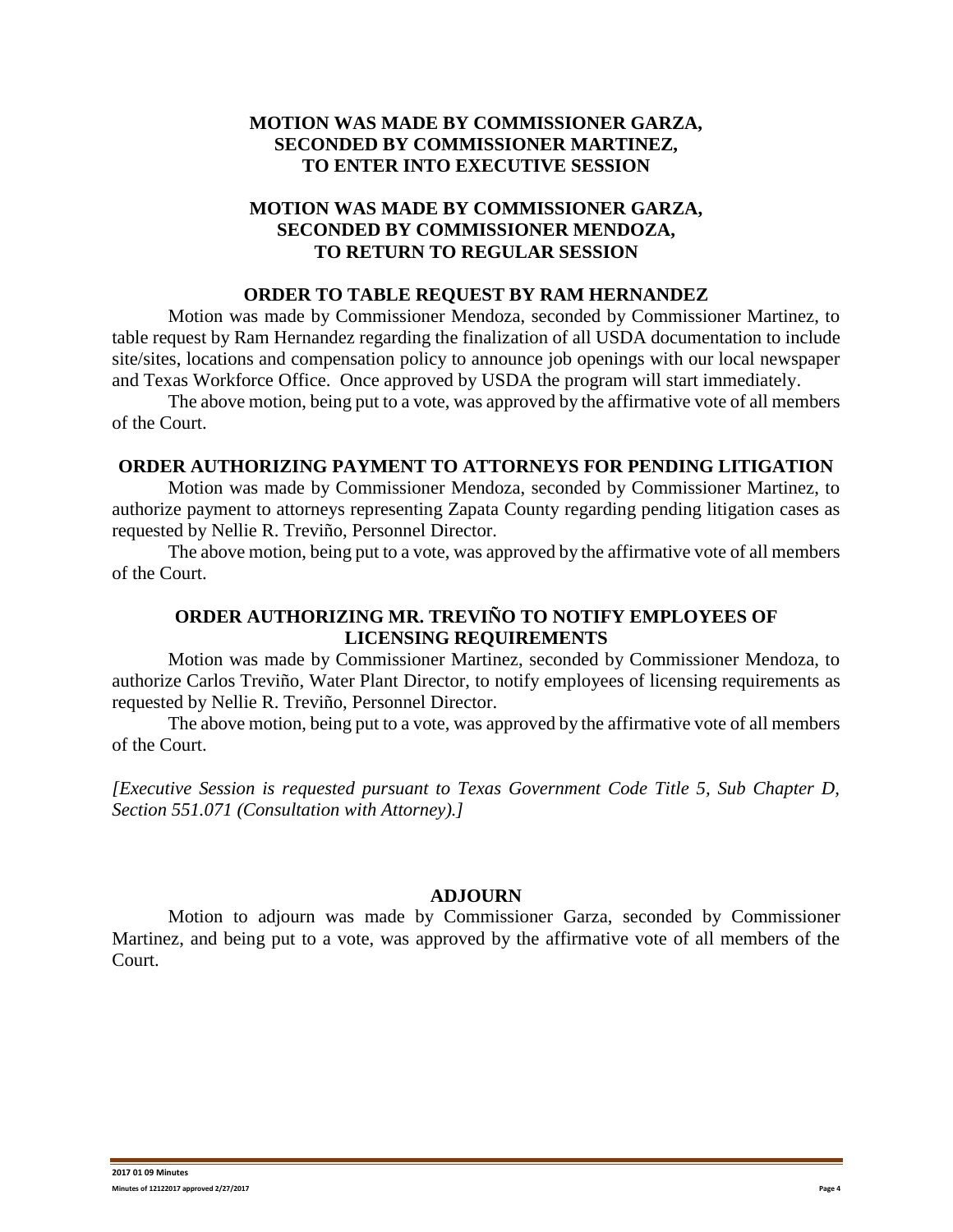**MOTION WAS MADE BY COMMISSIONER GARZA,**
**SECONDED BY COMMISSIONER MARTINEZ,**
**TO ENTER INTO EXECUTIVE SESSION**

**MOTION WAS MADE BY COMMISSIONER GARZA,**
**SECONDED BY COMMISSIONER MENDOZA,**
**TO RETURN TO REGULAR SESSION**

**ORDER TO TABLE REQUEST BY RAM HERNANDEZ**

Motion was made by Commissioner Mendoza, seconded by Commissioner Martinez, to table request by Ram Hernandez regarding the finalization of all USDA documentation to include site/sites, locations and compensation policy to announce job openings with our local newspaper and Texas Workforce Office. Once approved by USDA the program will start immediately.

The above motion, being put to a vote, was approved by the affirmative vote of all members of the Court.

**ORDER AUTHORIZING PAYMENT TO ATTORNEYS FOR PENDING LITIGATION**

Motion was made by Commissioner Mendoza, seconded by Commissioner Martinez, to authorize payment to attorneys representing Zapata County regarding pending litigation cases as requested by Nellie R. Treviño, Personnel Director.

The above motion, being put to a vote, was approved by the affirmative vote of all members of the Court.

**ORDER AUTHORIZING MR. TREVIÑO TO NOTIFY EMPLOYEES OF LICENSING REQUIREMENTS**

Motion was made by Commissioner Martinez, seconded by Commissioner Mendoza, to authorize Carlos Treviño, Water Plant Director, to notify employees of licensing requirements as requested by Nellie R. Treviño, Personnel Director.

The above motion, being put to a vote, was approved by the affirmative vote of all members of the Court.

*[Executive Session is requested pursuant to Texas Government Code Title 5, Sub Chapter D, Section 551.071 (Consultation with Attorney).]*

**ADJOURN**

Motion to adjourn was made by Commissioner Garza, seconded by Commissioner Martinez, and being put to a vote, was approved by the affirmative vote of all members of the Court.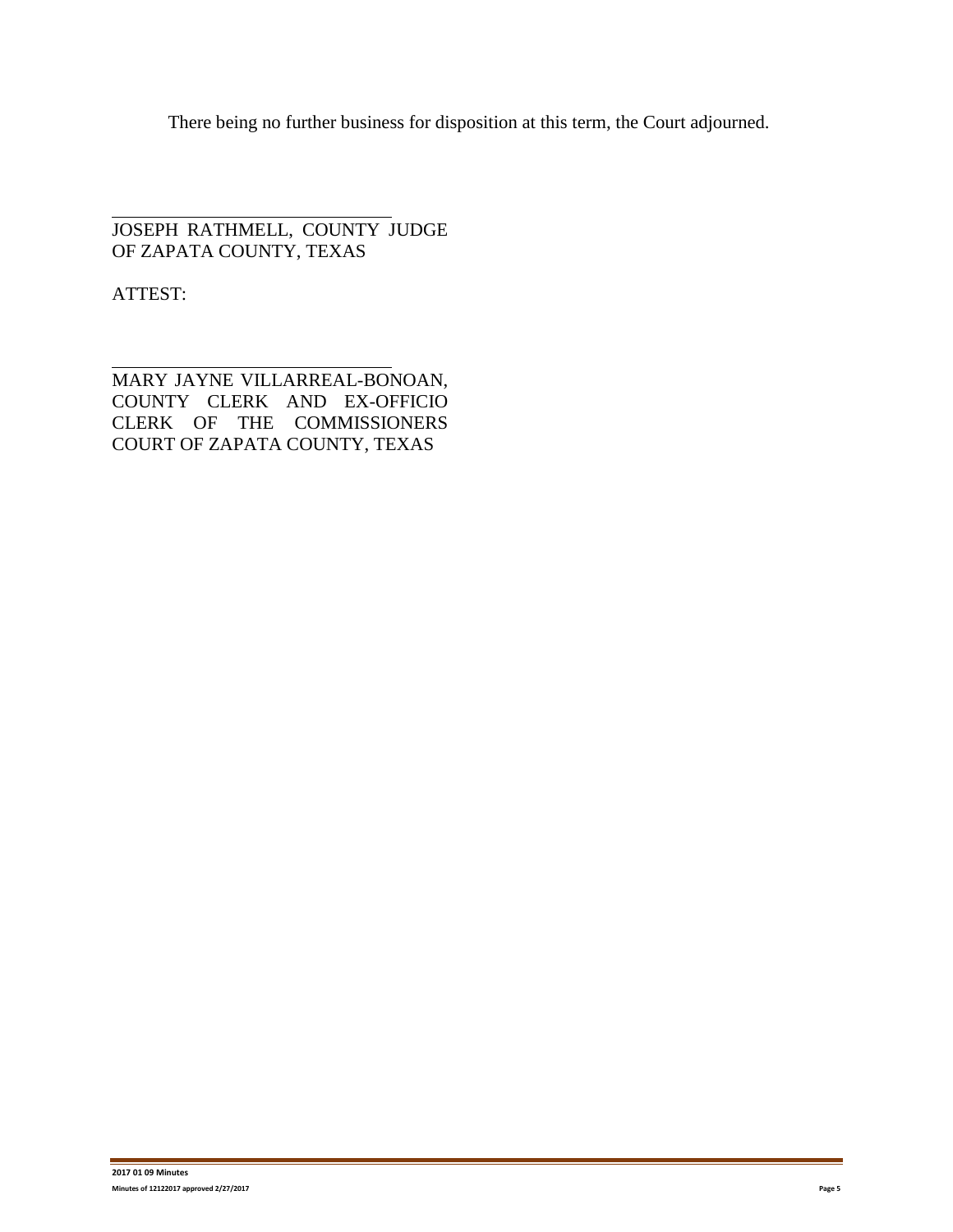There being no further business for disposition at this term, the Court adjourned.

\_\_\_\_\_\_\_\_\_\_\_\_\_\_\_\_\_\_\_\_\_\_\_\_\_\_\_\_\_\_\_\_

JOSEPH RATHMELL, COUNTY JUDGE OF ZAPATA COUNTY, TEXAS

ATTEST:

\_\_\_\_\_\_\_\_\_\_\_\_\_\_\_\_\_\_\_\_\_\_\_\_\_\_\_\_\_\_\_\_

MARY JAYNE VILLARREAL-BONOAN, COUNTY CLERK AND EX-OFFICIO CLERK OF THE COMMISSIONERS COURT OF ZAPATA COUNTY, TEXAS